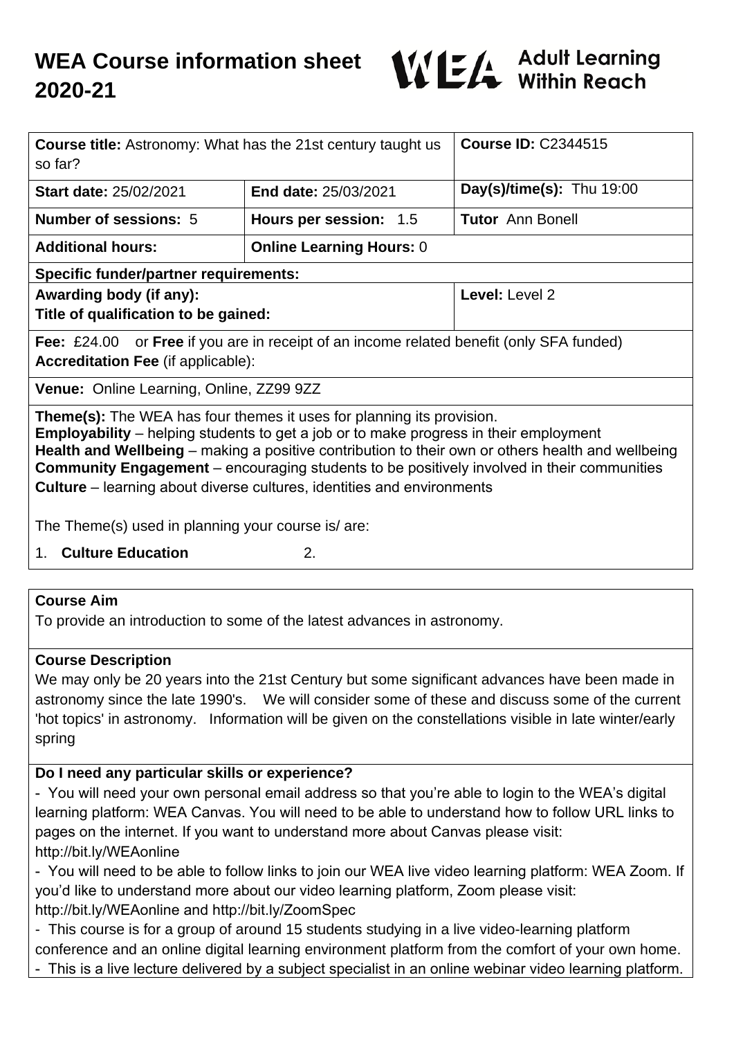# WEA Course information sheet 2020-21

WEA Adult Learning Within Reach

| **Course title:** Astronomy: What has the 21st century taught us so far? | | **Course ID:** C2344515 |
|---|---|---|
| **Start date:** 25/02/2021 | **End date:** 25/03/2021 | **Day(s)/time(s):** Thu 19:00 |
| **Number of sessions:** 5 | **Hours per session:** 1.5 | **Tutor** Ann Bonell |
| **Additional hours:** | **Online Learning Hours:** 0 | |
| **Specific funder/partner requirements:** | | |
| **Awarding body (if any):** **Title of qualification to be gained:** | | **Level:** Level 2 |
| **Fee:** £24.00 or **Free** if you are in receipt of an income related benefit (only SFA funded) **Accreditation Fee** (if applicable): | | |
| **Venue:** Online Learning, Online, ZZ99 9ZZ | | |

**Theme(s):** The WEA has four themes it uses for planning its provision.
**Employability** – helping students to get a job or to make progress in their employment
**Health and Wellbeing** – making a positive contribution to their own or others health and wellbeing
**Community Engagement** – encouraging students to be positively involved in their communities
**Culture** – learning about diverse cultures, identities and environments

The Theme(s) used in planning your course is/ are:

1. **Culture Education**
2.

## Course Aim

To provide an introduction to some of the latest advances in astronomy.

## Course Description

We may only be 20 years into the 21st Century but some significant advances have been made in astronomy since the late 1990's. We will consider some of these and discuss some of the current 'hot topics' in astronomy. Information will be given on the constellations visible in late winter/early spring

## Do I need any particular skills or experience?

- You will need your own personal email address so that you're able to login to the WEA's digital learning platform: WEA Canvas. You will need to be able to understand how to follow URL links to pages on the internet. If you want to understand more about Canvas please visit: http://bit.ly/WEAonline
- You will need to be able to follow links to join our WEA live video learning platform: WEA Zoom. If you'd like to understand more about our video learning platform, Zoom please visit: http://bit.ly/WEAonline and http://bit.ly/ZoomSpec
- This course is for a group of around 15 students studying in a live video-learning platform conference and an online digital learning environment platform from the comfort of your own home.
- This is a live lecture delivered by a subject specialist in an online webinar video learning platform.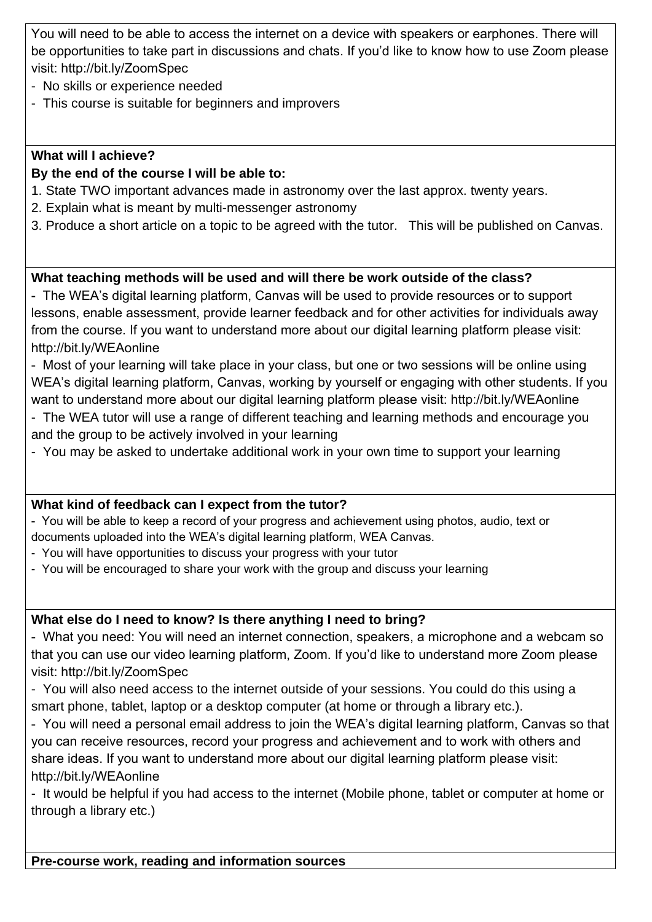You will need to be able to access the internet on a device with speakers or earphones. There will be opportunities to take part in discussions and chats. If you'd like to know how to use Zoom please visit: http://bit.ly/ZoomSpec

- No skills or experience needed
- This course is suitable for beginners and improvers

**What will I achieve?**

**By the end of the course I will be able to:**

1. State TWO important advances made in astronomy over the last approx. twenty years.
2. Explain what is meant by multi-messenger astronomy
3. Produce a short article on a topic to be agreed with the tutor. This will be published on Canvas.

**What teaching methods will be used and will there be work outside of the class?**

- The WEA's digital learning platform, Canvas will be used to provide resources or to support lessons, enable assessment, provide learner feedback and for other activities for individuals away from the course. If you want to understand more about our digital learning platform please visit: http://bit.ly/WEAonline
- Most of your learning will take place in your class, but one or two sessions will be online using WEA's digital learning platform, Canvas, working by yourself or engaging with other students. If you want to understand more about our digital learning platform please visit: http://bit.ly/WEAonline
- The WEA tutor will use a range of different teaching and learning methods and encourage you and the group to be actively involved in your learning
- You may be asked to undertake additional work in your own time to support your learning

**What kind of feedback can I expect from the tutor?**

- You will be able to keep a record of your progress and achievement using photos, audio, text or documents uploaded into the WEA's digital learning platform, WEA Canvas.
- You will have opportunities to discuss your progress with your tutor
- You will be encouraged to share your work with the group and discuss your learning

**What else do I need to know? Is there anything I need to bring?**

- What you need: You will need an internet connection, speakers, a microphone and a webcam so that you can use our video learning platform, Zoom. If you'd like to understand more Zoom please visit: http://bit.ly/ZoomSpec
- You will also need access to the internet outside of your sessions. You could do this using a smart phone, tablet, laptop or a desktop computer (at home or through a library etc.).
- You will need a personal email address to join the WEA's digital learning platform, Canvas so that you can receive resources, record your progress and achievement and to work with others and share ideas. If you want to understand more about our digital learning platform please visit: http://bit.ly/WEAonline
- It would be helpful if you had access to the internet (Mobile phone, tablet or computer at home or through a library etc.)

**Pre-course work, reading and information sources**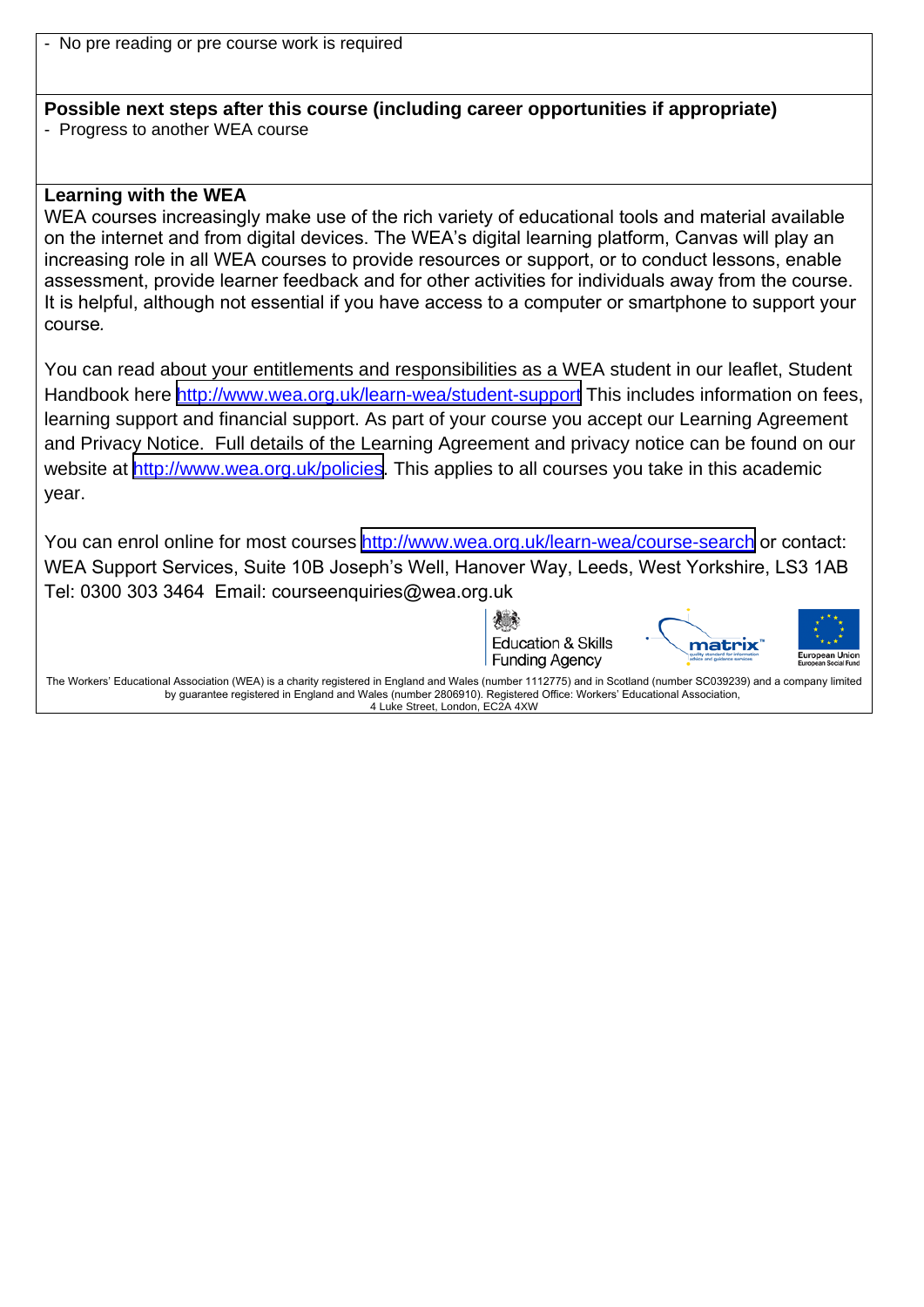- No pre reading or pre course work is required

**Possible next steps after this course (including career opportunities if appropriate)**

- Progress to another WEA course

**Learning with the WEA**

WEA courses increasingly make use of the rich variety of educational tools and material available on the internet and from digital devices. The WEA's digital learning platform, Canvas will play an increasing role in all WEA courses to provide resources or support, or to conduct lessons, enable assessment, provide learner feedback and for other activities for individuals away from the course. It is helpful, although not essential if you have access to a computer or smartphone to support your course.

You can read about your entitlements and responsibilities as a WEA student in our leaflet, Student Handbook here http://www.wea.org.uk/learn-wea/student-support This includes information on fees, learning support and financial support. As part of your course you accept our Learning Agreement and Privacy Notice. Full details of the Learning Agreement and privacy notice can be found on our website at http://www.wea.org.uk/policies. This applies to all courses you take in this academic year.

You can enrol online for most courses http://www.wea.org.uk/learn-wea/course-search or contact: WEA Support Services, Suite 10B Joseph's Well, Hanover Way, Leeds, West Yorkshire, LS3 1AB
Tel: 0300 303 3464 Email: courseenquiries@wea.org.uk

Education & Skills Funding Agency

matrix

European Union European Social Fund

The Workers' Educational Association (WEA) is a charity registered in England and Wales (number 1112775) and in Scotland (number SC039239) and a company limited by guarantee registered in England and Wales (number 2806910). Registered Office: Workers' Educational Association, 4 Luke Street, London, EC2A 4XW